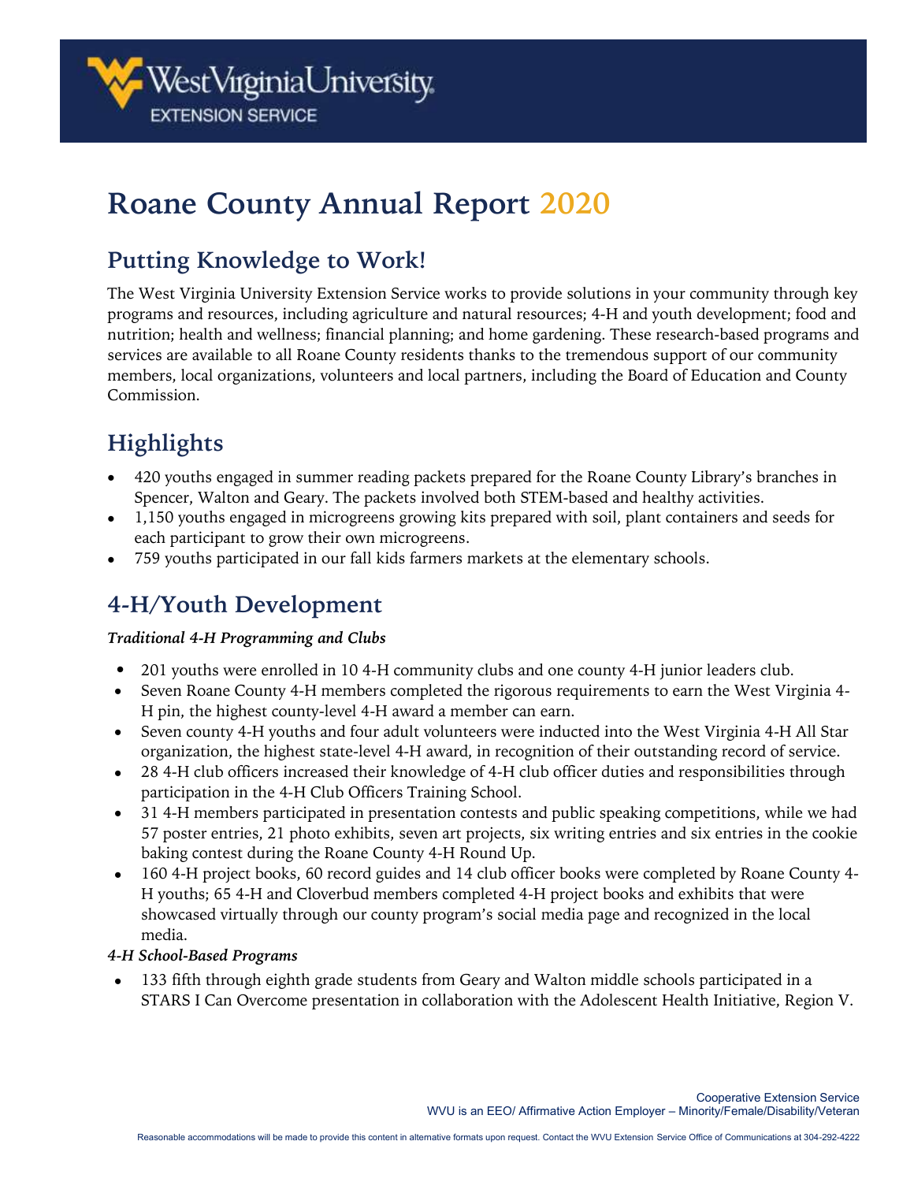West Virginia University
EXTENSION SERVICE

# Roane County Annual Report 2020

## Putting Knowledge to Work!

The West Virginia University Extension Service works to provide solutions in your community through key programs and resources, including agriculture and natural resources; 4-H and youth development; food and nutrition; health and wellness; financial planning; and home gardening. These research-based programs and services are available to all Roane County residents thanks to the tremendous support of our community members, local organizations, volunteers and local partners, including the Board of Education and County Commission.

## Highlights

- 420 youths engaged in summer reading packets prepared for the Roane County Library's branches in Spencer, Walton and Geary. The packets involved both STEM-based and healthy activities.
- 1,150 youths engaged in microgreens growing kits prepared with soil, plant containers and seeds for each participant to grow their own microgreens.
- 759 youths participated in our fall kids farmers markets at the elementary schools.

## 4-H/Youth Development

***Traditional 4-H Programming and Clubs***

- 201 youths were enrolled in 10 4-H community clubs and one county 4-H junior leaders club.
- Seven Roane County 4-H members completed the rigorous requirements to earn the West Virginia 4-H pin, the highest county-level 4-H award a member can earn.
- Seven county 4-H youths and four adult volunteers were inducted into the West Virginia 4-H All Star organization, the highest state-level 4-H award, in recognition of their outstanding record of service.
- 28 4-H club officers increased their knowledge of 4-H club officer duties and responsibilities through participation in the 4-H Club Officers Training School.
- 31 4-H members participated in presentation contests and public speaking competitions, while we had 57 poster entries, 21 photo exhibits, seven art projects, six writing entries and six entries in the cookie baking contest during the Roane County 4-H Round Up.
- 160 4-H project books, 60 record guides and 14 club officer books were completed by Roane County 4-H youths; 65 4-H and Cloverbud members completed 4-H project books and exhibits that were showcased virtually through our county program's social media page and recognized in the local media.

***4-H School-Based Programs***

- 133 fifth through eighth grade students from Geary and Walton middle schools participated in a STARS I Can Overcome presentation in collaboration with the Adolescent Health Initiative, Region V.

Cooperative Extension Service
WVU is an EEO/ Affirmative Action Employer – Minority/Female/Disability/Veteran

Reasonable accommodations will be made to provide this content in alternative formats upon request. Contact the WVU Extension Service Office of Communications at 304-292-4222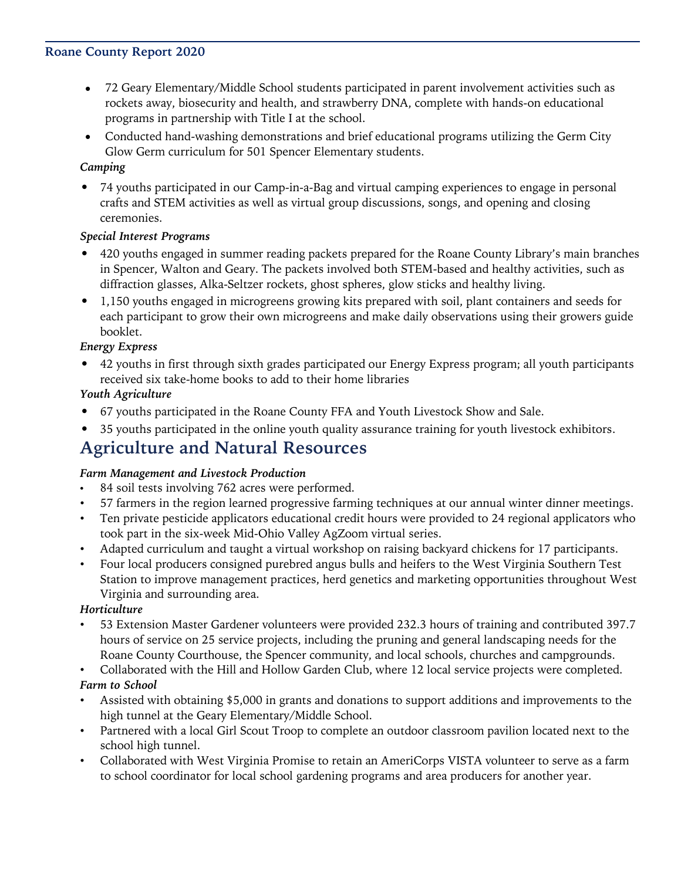- 72 Geary Elementary/Middle School students participated in parent involvement activities such as rockets away, biosecurity and health, and strawberry DNA, complete with hands-on educational programs in partnership with Title I at the school.
- Conducted hand-washing demonstrations and brief educational programs utilizing the Germ City Glow Germ curriculum for 501 Spencer Elementary students.

***Camping***

- 74 youths participated in our Camp-in-a-Bag and virtual camping experiences to engage in personal crafts and STEM activities as well as virtual group discussions, songs, and opening and closing ceremonies.

***Special Interest Programs***

- 420 youths engaged in summer reading packets prepared for the Roane County Library's main branches in Spencer, Walton and Geary. The packets involved both STEM-based and healthy activities, such as diffraction glasses, Alka-Seltzer rockets, ghost spheres, glow sticks and healthy living.
- 1,150 youths engaged in microgreens growing kits prepared with soil, plant containers and seeds for each participant to grow their own microgreens and make daily observations using their growers guide booklet.

***Energy Express***

- 42 youths in first through sixth grades participated our Energy Express program; all youth participants received six take-home books to add to their home libraries

***Youth Agriculture***

- 67 youths participated in the Roane County FFA and Youth Livestock Show and Sale.
- 35 youths participated in the online youth quality assurance training for youth livestock exhibitors.

## Agriculture and Natural Resources

***Farm Management and Livestock Production***

- 84 soil tests involving 762 acres were performed.
- 57 farmers in the region learned progressive farming techniques at our annual winter dinner meetings.
- Ten private pesticide applicators educational credit hours were provided to 24 regional applicators who took part in the six-week Mid-Ohio Valley AgZoom virtual series.
- Adapted curriculum and taught a virtual workshop on raising backyard chickens for 17 participants.
- Four local producers consigned purebred angus bulls and heifers to the West Virginia Southern Test Station to improve management practices, herd genetics and marketing opportunities throughout West Virginia and surrounding area.

***Horticulture***

- 53 Extension Master Gardener volunteers were provided 232.3 hours of training and contributed 397.7 hours of service on 25 service projects, including the pruning and general landscaping needs for the Roane County Courthouse, the Spencer community, and local schools, churches and campgrounds.
- Collaborated with the Hill and Hollow Garden Club, where 12 local service projects were completed.

***Farm to School***

- Assisted with obtaining $5,000 in grants and donations to support additions and improvements to the high tunnel at the Geary Elementary/Middle School.
- Partnered with a local Girl Scout Troop to complete an outdoor classroom pavilion located next to the school high tunnel.
- Collaborated with West Virginia Promise to retain an AmeriCorps VISTA volunteer to serve as a farm to school coordinator for local school gardening programs and area producers for another year.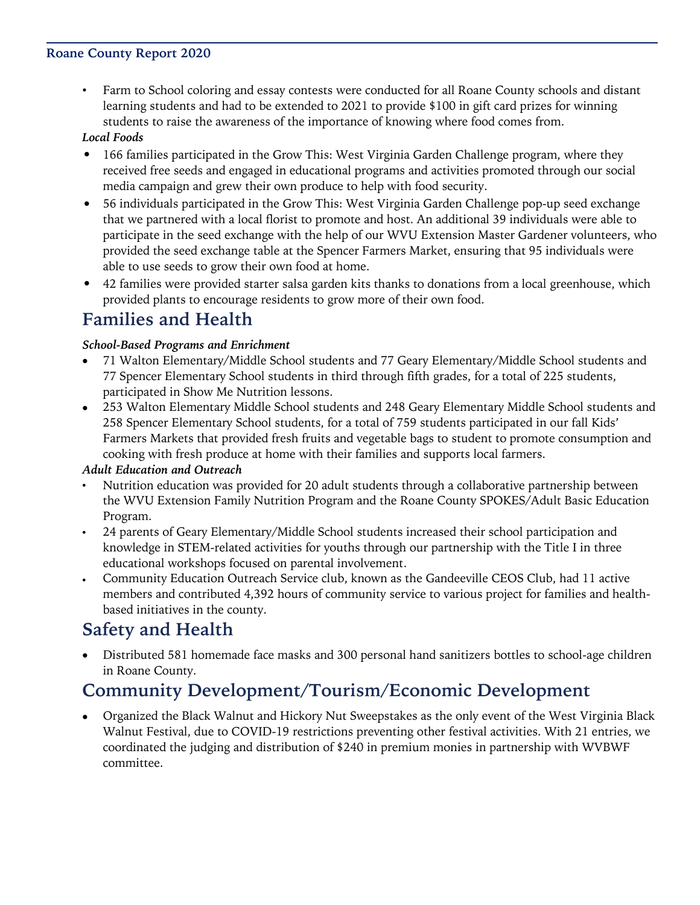- Farm to School coloring and essay contests were conducted for all Roane County schools and distant learning students and had to be extended to 2021 to provide $100 in gift card prizes for winning students to raise the awareness of the importance of knowing where food comes from.

*Local Foods*

- 166 families participated in the Grow This: West Virginia Garden Challenge program, where they received free seeds and engaged in educational programs and activities promoted through our social media campaign and grew their own produce to help with food security.
- 56 individuals participated in the Grow This: West Virginia Garden Challenge pop-up seed exchange that we partnered with a local florist to promote and host. An additional 39 individuals were able to participate in the seed exchange with the help of our WVU Extension Master Gardener volunteers, who provided the seed exchange table at the Spencer Farmers Market, ensuring that 95 individuals were able to use seeds to grow their own food at home.
- 42 families were provided starter salsa garden kits thanks to donations from a local greenhouse, which provided plants to encourage residents to grow more of their own food.

## Families and Health

*School-Based Programs and Enrichment*

- 71 Walton Elementary/Middle School students and 77 Geary Elementary/Middle School students and 77 Spencer Elementary School students in third through fifth grades, for a total of 225 students, participated in Show Me Nutrition lessons.
- 253 Walton Elementary Middle School students and 248 Geary Elementary Middle School students and 258 Spencer Elementary School students, for a total of 759 students participated in our fall Kids' Farmers Markets that provided fresh fruits and vegetable bags to student to promote consumption and cooking with fresh produce at home with their families and supports local farmers.

*Adult Education and Outreach*

- Nutrition education was provided for 20 adult students through a collaborative partnership between the WVU Extension Family Nutrition Program and the Roane County SPOKES/Adult Basic Education Program.
- 24 parents of Geary Elementary/Middle School students increased their school participation and knowledge in STEM-related activities for youths through our partnership with the Title I in three educational workshops focused on parental involvement.
- Community Education Outreach Service club, known as the Gandeeville CEOS Club, had 11 active members and contributed 4,392 hours of community service to various project for families and health-based initiatives in the county.

## Safety and Health

- Distributed 581 homemade face masks and 300 personal hand sanitizers bottles to school-age children in Roane County.

## Community Development/Tourism/Economic Development

- Organized the Black Walnut and Hickory Nut Sweepstakes as the only event of the West Virginia Black Walnut Festival, due to COVID-19 restrictions preventing other festival activities. With 21 entries, we coordinated the judging and distribution of $240 in premium monies in partnership with WVBWF committee.